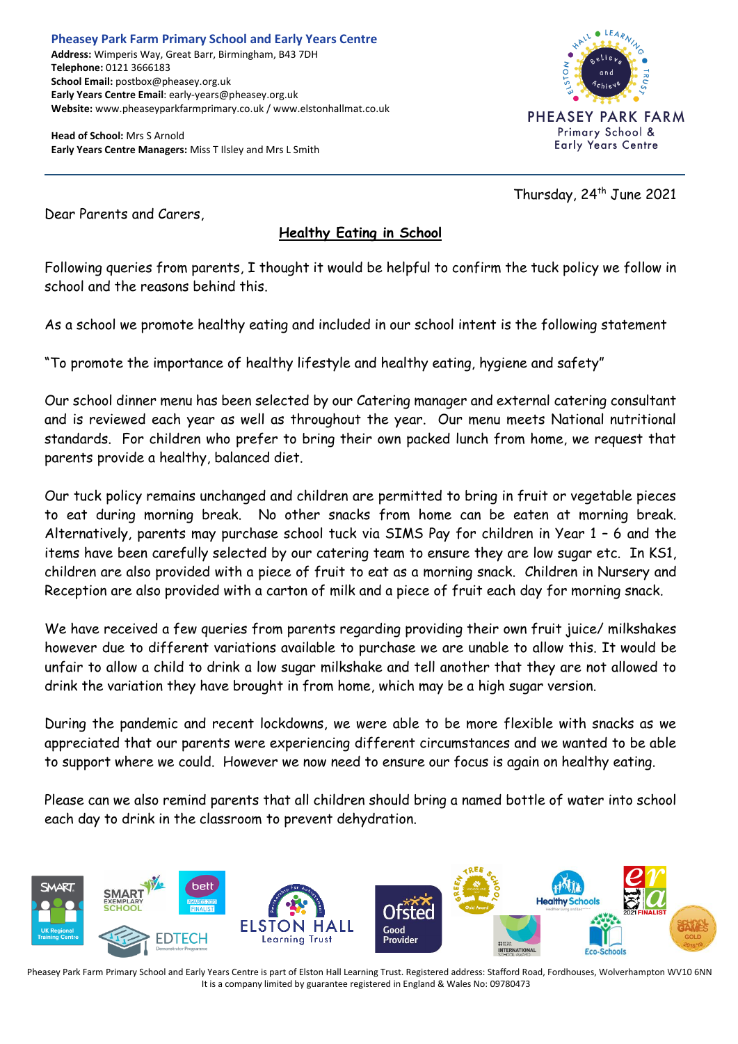**Pheasey Park Farm Primary School and Early Years Centre**
**Address:** Wimperis Way, Great Barr, Birmingham, B43 7DH
**Telephone:** 0121 3666183
**School Email:** postbox@pheasey.org.uk
**Early Years Centre Email**: early-years@pheasey.org.uk
**Website:** www.pheaseyparkfarmprimary.co.uk / www.elstonhallmat.co.uk

**Head of School:** Mrs S Arnold
**Early Years Centre Managers:** Miss T Ilsley and Mrs L Smith

Thursday, 24th June 2021

Dear Parents and Carers,

## Healthy Eating in School

Following queries from parents, I thought it would be helpful to confirm the tuck policy we follow in school and the reasons behind this.

As a school we promote healthy eating and included in our school intent is the following statement

"To promote the importance of healthy lifestyle and healthy eating, hygiene and safety"

Our school dinner menu has been selected by our Catering manager and external catering consultant and is reviewed each year as well as throughout the year. Our menu meets National nutritional standards. For children who prefer to bring their own packed lunch from home, we request that parents provide a healthy, balanced diet.

Our tuck policy remains unchanged and children are permitted to bring in fruit or vegetable pieces to eat during morning break. No other snacks from home can be eaten at morning break. Alternatively, parents may purchase school tuck via SIMS Pay for children in Year 1 – 6 and the items have been carefully selected by our catering team to ensure they are low sugar etc. In KS1, children are also provided with a piece of fruit to eat as a morning snack. Children in Nursery and Reception are also provided with a carton of milk and a piece of fruit each day for morning snack.

We have received a few queries from parents regarding providing their own fruit juice/ milkshakes however due to different variations available to purchase we are unable to allow this. It would be unfair to allow a child to drink a low sugar milkshake and tell another that they are not allowed to drink the variation they have brought in from home, which may be a high sugar version.

During the pandemic and recent lockdowns, we were able to be more flexible with snacks as we appreciated that our parents were experiencing different circumstances and we wanted to be able to support where we could. However we now need to ensure our focus is again on healthy eating.

Please can we also remind parents that all children should bring a named bottle of water into school each day to drink in the classroom to prevent dehydration.

Pheasey Park Farm Primary School and Early Years Centre is part of Elston Hall Learning Trust. Registered address: Stafford Road, Fordhouses, Wolverhampton WV10 6NN
It is a company limited by guarantee registered in England & Wales No: 09780473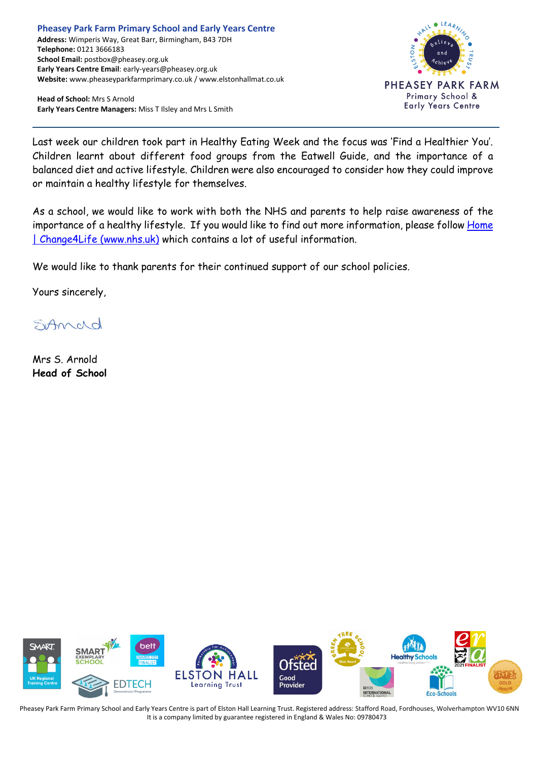**Pheasey Park Farm Primary School and Early Years Centre**
**Address:** Wimperis Way, Great Barr, Birmingham, B43 7DH
**Telephone:** 0121 3666183
**School Email:** postbox@pheasey.org.uk
**Early Years Centre Email**: early-years@pheasey.org.uk
**Website:** www.pheaseyparkfarmprimary.co.uk / www.elstonhallmat.co.uk

**Head of School:** Mrs S Arnold
**Early Years Centre Managers:** Miss T Ilsley and Mrs L Smith

PHEASEY PARK FARM
Primary School &
Early Years Centre

---

Last week our children took part in Healthy Eating Week and the focus was 'Find a Healthier You'. Children learnt about different food groups from the Eatwell Guide, and the importance of a balanced diet and active lifestyle. Children were also encouraged to consider how they could improve or maintain a healthy lifestyle for themselves.

As a school, we would like to work with both the NHS and parents to help raise awareness of the importance of a healthy lifestyle. If you would like to find out more information, please follow Home | Change4Life (www.nhs.uk) which contains a lot of useful information.

We would like to thank parents for their continued support of our school policies.

Yours sincerely,

SArnold

Mrs S. Arnold
**Head of School**

Pheasey Park Farm Primary School and Early Years Centre is part of Elston Hall Learning Trust. Registered address: Stafford Road, Fordhouses, Wolverhampton WV10 6NN
It is a company limited by guarantee registered in England & Wales No: 09780473